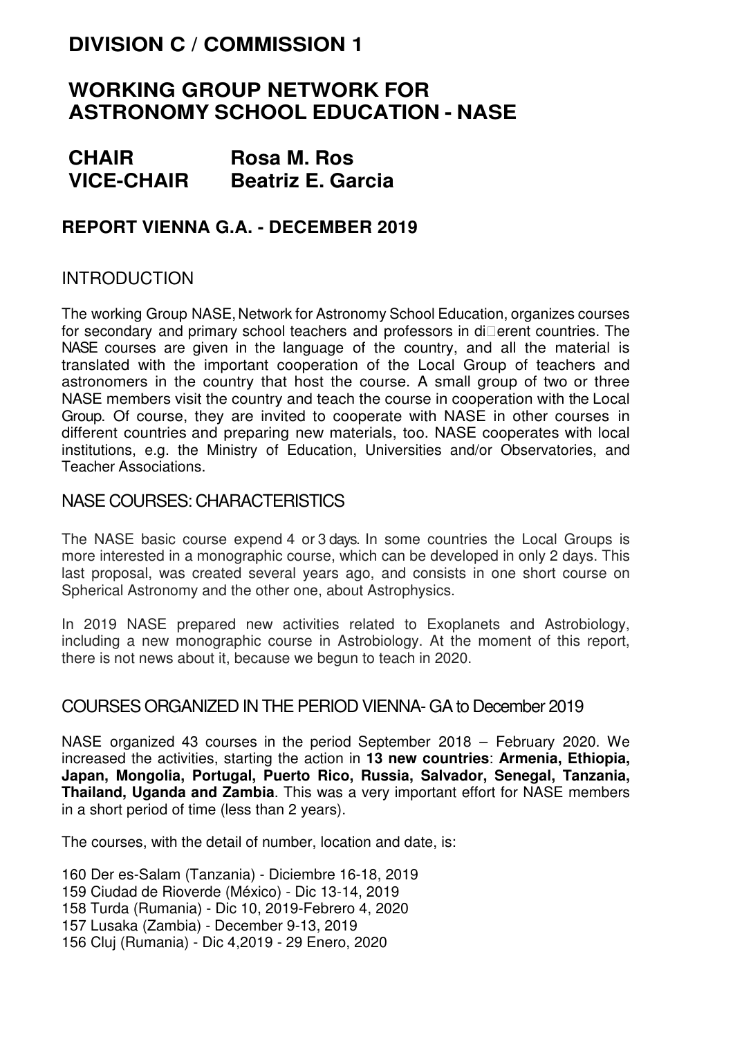# DIVISION C / COMMISSION 1

# WORKING GROUP NETWORK FOR ASTRONOMY SCHOOL EDUCATION - NASE

## CHAIR Rosa M. Ros
## VICE-CHAIR Beatriz E. Garcia

### REPORT VIENNA G.A. - DECEMBER 2019

## INTRODUCTION

The working Group NASE, Network for Astronomy School Education, organizes courses for secondary and primary school teachers and professors in different countries. The NASE courses are given in the language of the country, and all the material is translated with the important cooperation of the Local Group of teachers and astronomers in the country that host the course. A small group of two or three NASE members visit the country and teach the course in cooperation with the Local Group. Of course, they are invited to cooperate with NASE in other courses in different countries and preparing new materials, too. NASE cooperates with local institutions, e.g. the Ministry of Education, Universities and/or Observatories, and Teacher Associations.

## NASE COURSES: CHARACTERISTICS

The NASE basic course expend 4 or 3 days. In some countries the Local Groups is more interested in a monographic course, which can be developed in only 2 days. This last proposal, was created several years ago, and consists in one short course on Spherical Astronomy and the other one, about Astrophysics.

In 2019 NASE prepared new activities related to Exoplanets and Astrobiology, including a new monographic course in Astrobiology. At the moment of this report, there is not news about it, because we begun to teach in 2020.

## COURSES ORGANIZED IN THE PERIOD VIENNA- GA to December 2019

NASE organized 43 courses in the period September 2018 – February 2020. We increased the activities, starting the action in **13 new countries**: **Armenia, Ethiopia, Japan, Mongolia, Portugal, Puerto Rico, Russia, Salvador, Senegal, Tanzania, Thailand, Uganda and Zambia**. This was a very important effort for NASE members in a short period of time (less than 2 years).

The courses, with the detail of number, location and date, is:

160 Der es-Salam (Tanzania) - Diciembre 16-18, 2019
159 Ciudad de Rioverde (México) - Dic 13-14, 2019
158 Turda (Rumania) - Dic 10, 2019-Febrero 4, 2020
157 Lusaka (Zambia) - December 9-13, 2019
156 Cluj (Rumania) - Dic 4,2019 - 29 Enero, 2020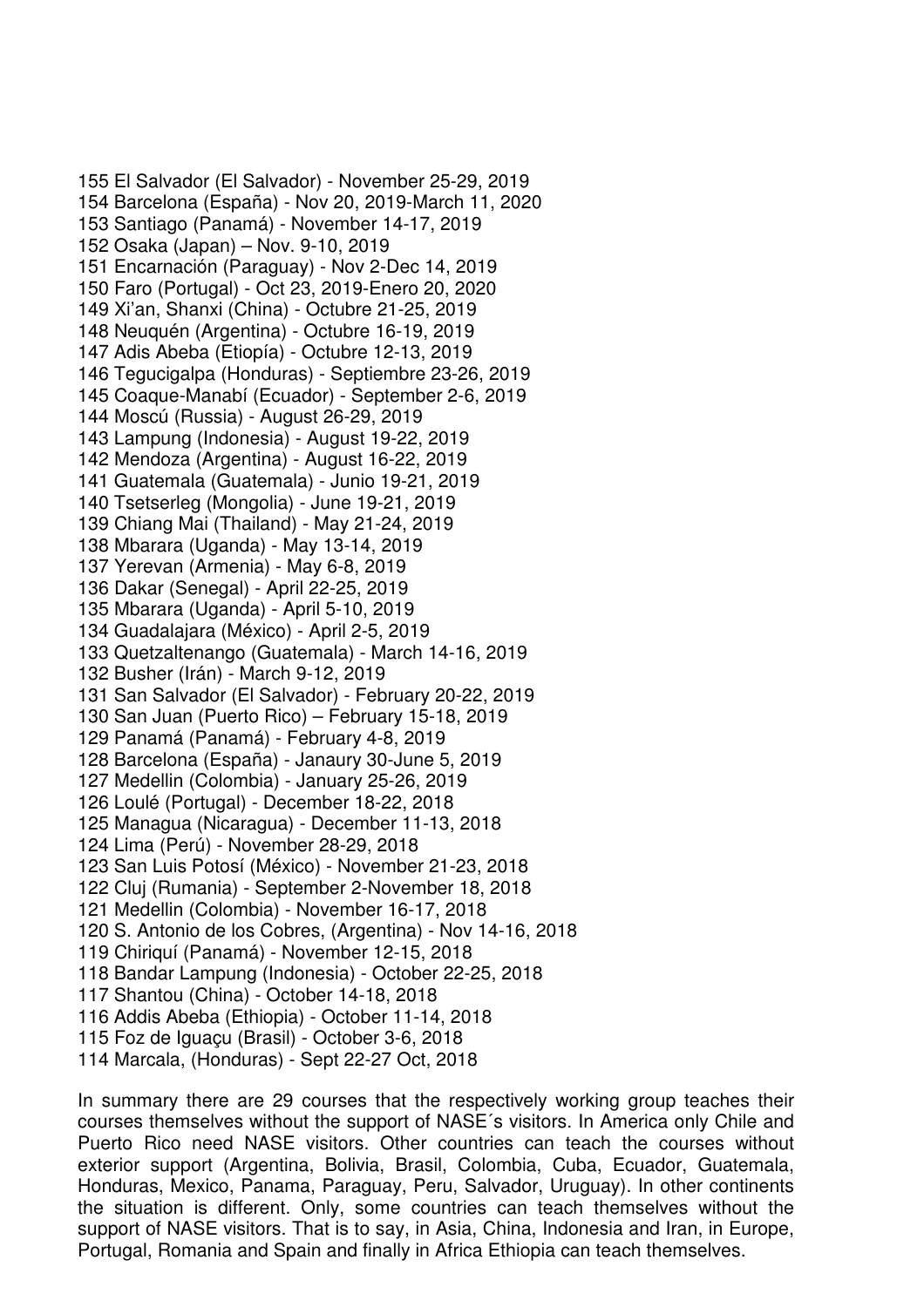155 El Salvador (El Salvador) - November 25-29, 2019
154 Barcelona (España) - Nov 20, 2019-March 11, 2020
153 Santiago (Panamá) - November 14-17, 2019
152 Osaka (Japan) – Nov. 9-10, 2019
151 Encarnación (Paraguay) - Nov 2-Dec 14, 2019
150 Faro (Portugal) - Oct 23, 2019-Enero 20, 2020
149 Xi'an, Shanxi (China) - Octubre 21-25, 2019
148 Neuquén (Argentina) - Octubre 16-19, 2019
147 Adis Abeba (Etiopía) - Octubre 12-13, 2019
146 Tegucigalpa (Honduras) - Septiembre 23-26, 2019
145 Coaque-Manabí (Ecuador) - September 2-6, 2019
144 Moscú (Russia) - August 26-29, 2019
143 Lampung (Indonesia) - August 19-22, 2019
142 Mendoza (Argentina) - August 16-22, 2019
141 Guatemala (Guatemala) - Junio 19-21, 2019
140 Tsetserleg (Mongolia) - June 19-21, 2019
139 Chiang Mai (Thailand) - May 21-24, 2019
138 Mbarara (Uganda) - May 13-14, 2019
137 Yerevan (Armenia) - May 6-8, 2019
136 Dakar (Senegal) - April 22-25, 2019
135 Mbarara (Uganda) - April 5-10, 2019
134 Guadalajara (México) - April 2-5, 2019
133 Quetzaltenango (Guatemala) - March 14-16, 2019
132 Busher (Irán) - March 9-12, 2019
131 San Salvador (El Salvador) - February 20-22, 2019
130 San Juan (Puerto Rico) – February 15-18, 2019
129 Panamá (Panamá) - February 4-8, 2019
128 Barcelona (España) - Janaury 30-June 5, 2019
127 Medellin (Colombia) - January 25-26, 2019
126 Loulé (Portugal) - December 18-22, 2018
125 Managua (Nicaragua) - December 11-13, 2018
124 Lima (Perú) - November 28-29, 2018
123 San Luis Potosí (México) - November 21-23, 2018
122 Cluj (Rumania) - September 2-November 18, 2018
121 Medellin (Colombia) - November 16-17, 2018
120 S. Antonio de los Cobres, (Argentina) - Nov 14-16, 2018
119 Chiriquí (Panamá) - November 12-15, 2018
118 Bandar Lampung (Indonesia) - October 22-25, 2018
117 Shantou (China) - October 14-18, 2018
116 Addis Abeba (Ethiopia) - October 11-14, 2018
115 Foz de Iguaçu (Brasil) - October 3-6, 2018
114 Marcala, (Honduras) - Sept 22-27 Oct, 2018

In summary there are 29 courses that the respectively working group teaches their courses themselves without the support of NASE´s visitors. In America only Chile and Puerto Rico need NASE visitors. Other countries can teach the courses without exterior support (Argentina, Bolivia, Brasil, Colombia, Cuba, Ecuador, Guatemala, Honduras, Mexico, Panama, Paraguay, Peru, Salvador, Uruguay). In other continents the situation is different. Only, some countries can teach themselves without the support of NASE visitors. That is to say, in Asia, China, Indonesia and Iran, in Europe, Portugal, Romania and Spain and finally in Africa Ethiopia can teach themselves.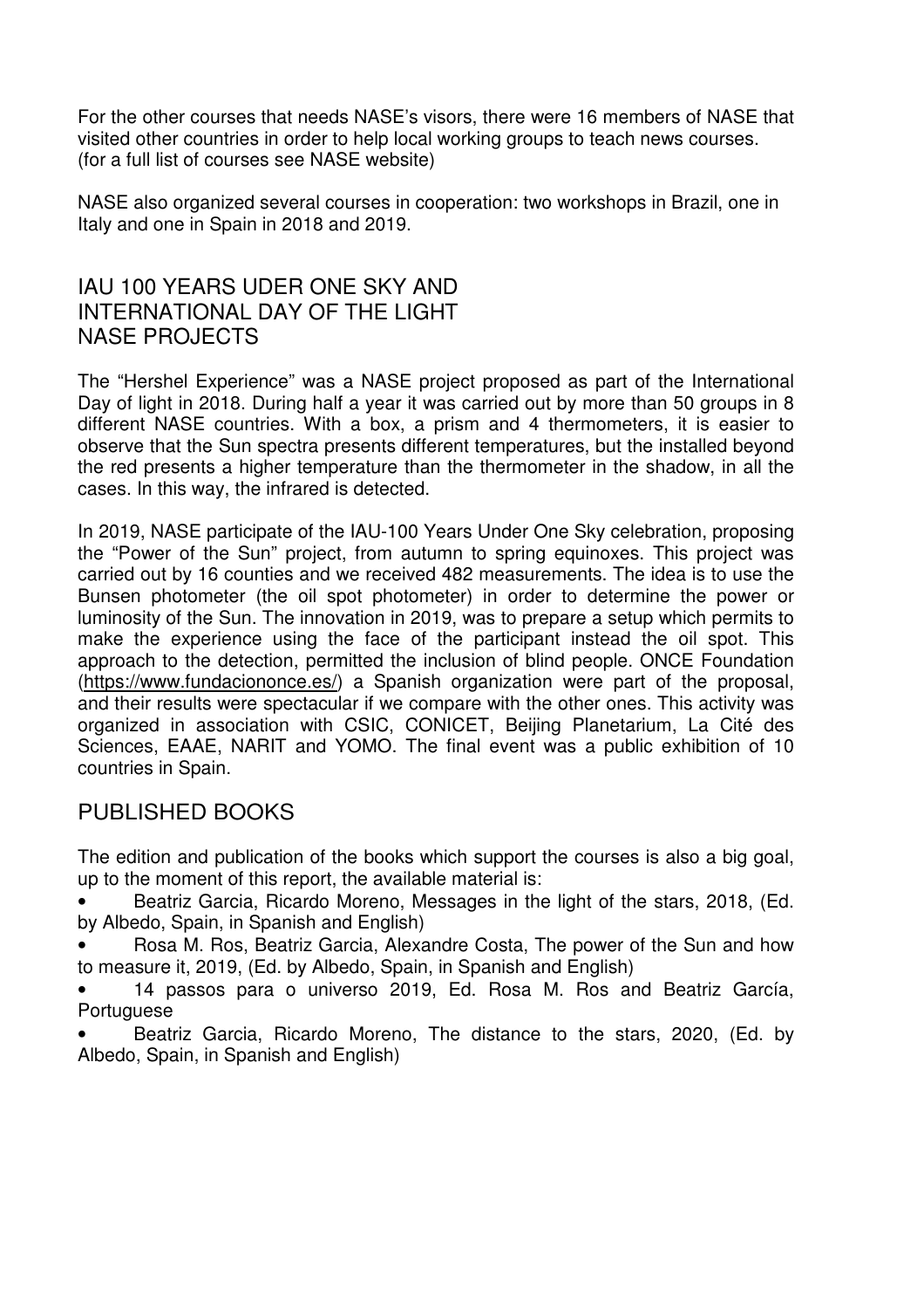For the other courses that needs NASE's visors, there were 16 members of NASE that visited other countries in order to help local working groups to teach news courses. (for a full list of courses see NASE website)

NASE also organized several courses in cooperation: two workshops in Brazil, one in Italy and one in Spain in 2018 and 2019.

## IAU 100 YEARS UDER ONE SKY AND INTERNATIONAL DAY OF THE LIGHT NASE PROJECTS

The "Hershel Experience" was a NASE project proposed as part of the International Day of light in 2018. During half a year it was carried out by more than 50 groups in 8 different NASE countries. With a box, a prism and 4 thermometers, it is easier to observe that the Sun spectra presents different temperatures, but the installed beyond the red presents a higher temperature than the thermometer in the shadow, in all the cases. In this way, the infrared is detected.

In 2019, NASE participate of the IAU-100 Years Under One Sky celebration, proposing the "Power of the Sun" project, from autumn to spring equinoxes. This project was carried out by 16 counties and we received 482 measurements. The idea is to use the Bunsen photometer (the oil spot photometer) in order to determine the power or luminosity of the Sun. The innovation in 2019, was to prepare a setup which permits to make the experience using the face of the participant instead the oil spot. This approach to the detection, permitted the inclusion of blind people. ONCE Foundation (https://www.fundaciononce.es/) a Spanish organization were part of the proposal, and their results were spectacular if we compare with the other ones. This activity was organized in association with CSIC, CONICET, Beijing Planetarium, La Cité des Sciences, EAAE, NARIT and YOMO. The final event was a public exhibition of 10 countries in Spain.

## PUBLISHED BOOKS

The edition and publication of the books which support the courses is also a big goal, up to the moment of this report, the available material is:

- Beatriz Garcia, Ricardo Moreno, Messages in the light of the stars, 2018, (Ed. by Albedo, Spain, in Spanish and English)
- Rosa M. Ros, Beatriz Garcia, Alexandre Costa, The power of the Sun and how to measure it, 2019, (Ed. by Albedo, Spain, in Spanish and English)
- 14 passos para o universo 2019, Ed. Rosa M. Ros and Beatriz García, Portuguese
- Beatriz Garcia, Ricardo Moreno, The distance to the stars, 2020, (Ed. by Albedo, Spain, in Spanish and English)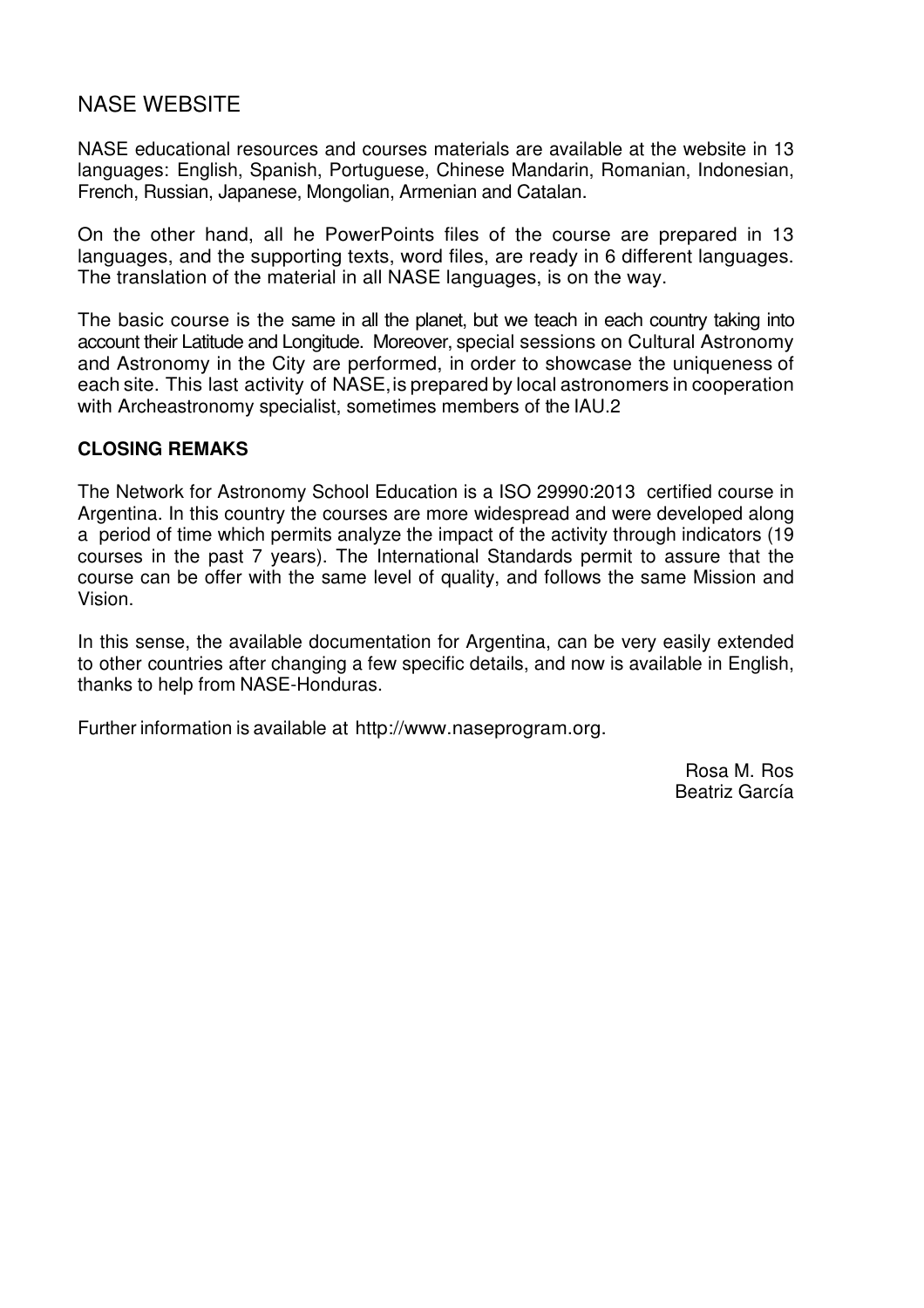## NASE WEBSITE

NASE educational resources and courses materials are available at the website in 13 languages: English, Spanish, Portuguese, Chinese Mandarin, Romanian, Indonesian, French, Russian, Japanese, Mongolian, Armenian and Catalan.

On the other hand, all he PowerPoints files of the course are prepared in 13 languages, and the supporting texts, word files, are ready in 6 different languages. The translation of the material in all NASE languages, is on the way.

The basic course is the same in all the planet, but we teach in each country taking into account their Latitude and Longitude. Moreover, special sessions on Cultural Astronomy and Astronomy in the City are performed, in order to showcase the uniqueness of each site. This last activity of NASE, is prepared by local astronomers in cooperation with Archeastronomy specialist, sometimes members of the IAU.2

**CLOSING REMAKS**

The Network for Astronomy School Education is a ISO 29990:2013 certified course in Argentina. In this country the courses are more widespread and were developed along a period of time which permits analyze the impact of the activity through indicators (19 courses in the past 7 years). The International Standards permit to assure that the course can be offer with the same level of quality, and follows the same Mission and Vision.

In this sense, the available documentation for Argentina, can be very easily extended to other countries after changing a few specific details, and now is available in English, thanks to help from NASE-Honduras.

Further information is available at http://www.naseprogram.org.

Rosa M. Ros
Beatriz García